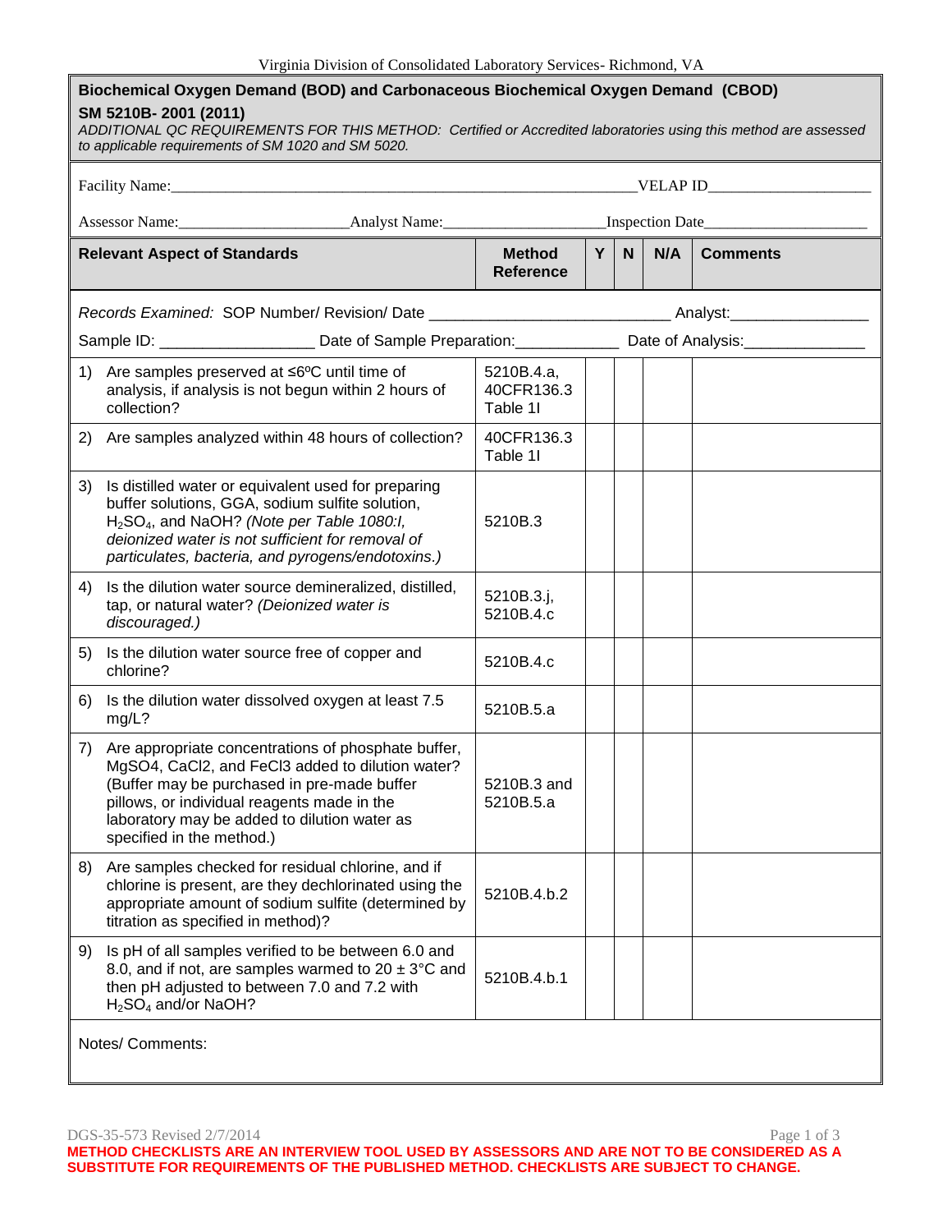Virginia Division of Consolidated Laboratory Services- Richmond, VA

**Biochemical Oxygen Demand (BOD) and Carbonaceous Biochemical Oxygen Demand (CBOD)**

**SM 5210B- 2001 (2011)**

*ADDITIONAL QC REQUIREMENTS FOR THIS METHOD: Certified or Accredited laboratories using this method are assessed to applicable requirements of SM 1020 and SM 5020.*

Facility Name:\_\_\_\_\_\_\_\_\_\_\_\_\_\_\_\_\_\_\_\_\_\_\_\_\_\_\_\_\_\_\_\_\_\_\_\_\_\_\_\_\_\_\_\_\_\_\_\_\_\_\_\_\_\_VELAP ID\_\_\_\_\_\_\_\_\_\_\_\_\_\_\_\_\_\_\_\_

Assessor Name:\_\_\_\_\_\_\_\_\_\_\_\_\_\_\_\_\_\_\_\_\_Analyst Name:\_\_\_\_\_\_\_\_\_\_\_\_\_\_\_\_\_\_\_\_Inspection Date\_\_\_\_\_\_\_\_\_\_\_\_\_\_\_\_\_\_\_\_

| Relevant Aspect of Standards | Method Reference | Y | N | N/A | Comments |
|---|---|---|---|---|---|
| *Records Examined:* SOP Number/ Revision/ Date \_\_\_\_\_\_\_\_\_\_\_\_\_\_\_\_\_\_\_\_\_\_\_\_\_\_\_ Analyst:\_\_\_\_\_\_\_\_\_\_\_\_\_\_\_\_ Sample ID: \_\_\_\_\_\_\_\_\_\_\_\_\_\_\_\_\_\_ Date of Sample Preparation:\_\_\_\_\_\_\_\_\_\_\_\_ Date of Analysis:\_\_\_\_\_\_\_\_\_\_\_\_\_\_ | | | | | |
| 1) Are samples preserved at ≤6ºC until time of analysis, if analysis is not begun within 2 hours of collection? | 5210B.4.a, 40CFR136.3 Table 1I | | | | |
| 2) Are samples analyzed within 48 hours of collection? | 40CFR136.3 Table 1I | | | | |
| 3) Is distilled water or equivalent used for preparing buffer solutions, GGA, sodium sulfite solution, $H_2SO_4$, and NaOH? *(Note per Table 1080:I, deionized water is not sufficient for removal of particulates, bacteria, and pyrogens/endotoxins.)* | 5210B.3 | | | | |
| 4) Is the dilution water source demineralized, distilled, tap, or natural water? *(Deionized water is discouraged.)* | 5210B.3.j, 5210B.4.c | | | | |
| 5) Is the dilution water source free of copper and chlorine? | 5210B.4.c | | | | |
| 6) Is the dilution water dissolved oxygen at least 7.5 mg/L? | 5210B.5.a | | | | |
| 7) Are appropriate concentrations of phosphate buffer, MgSO4, CaCl2, and FeCl3 added to dilution water? (Buffer may be purchased in pre-made buffer pillows, or individual reagents made in the laboratory may be added to dilution water as specified in the method.) | 5210B.3 and 5210B.5.a | | | | |
| 8) Are samples checked for residual chlorine, and if chlorine is present, are they dechlorinated using the appropriate amount of sodium sulfite (determined by titration as specified in method)? | 5210B.4.b.2 | | | | |
| 9) Is pH of all samples verified to be between 6.0 and 8.0, and if not, are samples warmed to 20 ± 3°C and then pH adjusted to between 7.0 and 7.2 with $H_2SO_4$ and/or NaOH? | 5210B.4.b.1 | | | | |

Notes/ Comments:

DGS-35-573 Revised 2/7/2014

**METHOD CHECKLISTS ARE AN INTERVIEW TOOL USED BY ASSESSORS AND ARE NOT TO BE CONSIDERED AS A SUBSTITUTE FOR REQUIREMENTS OF THE PUBLISHED METHOD. CHECKLISTS ARE SUBJECT TO CHANGE.**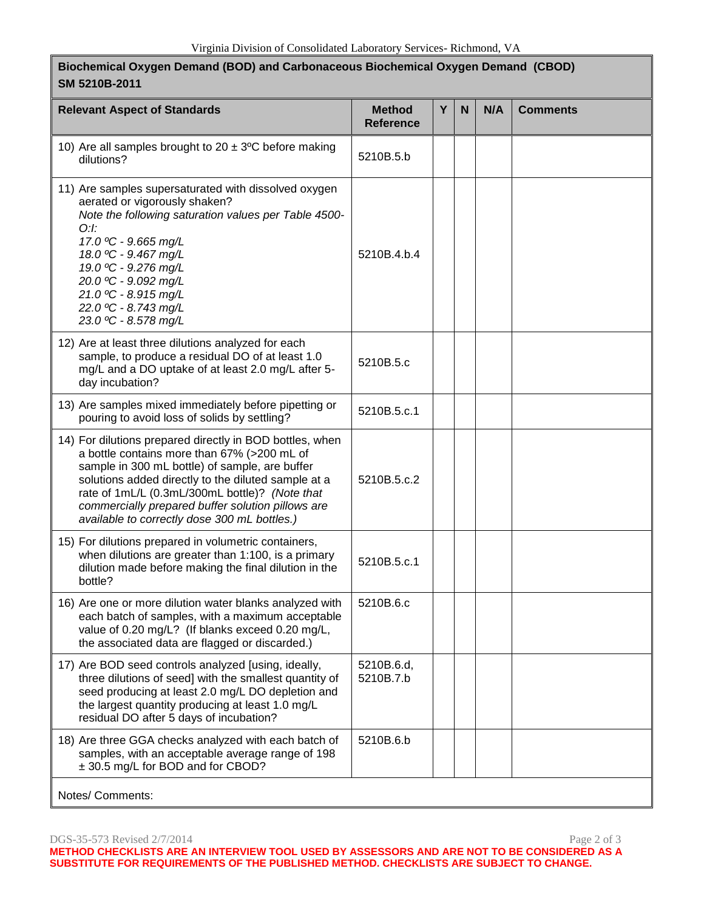## Biochemical Oxygen Demand (BOD) and Carbonaceous Biochemical Oxygen Demand (CBOD) SM 5210B-2011

| Relevant Aspect of Standards | Method Reference | Y | N | N/A | Comments |
|---|---|---|---|---|---|
| 10) Are all samples brought to 20 ± 3ºC before making dilutions? | 5210B.5.b | | | | |
| 11) Are samples supersaturated with dissolved oxygen aerated or vigorously shaken? *Note the following saturation values per Table 4500-O:I:* *17.0 ºC - 9.665 mg/L* *18.0 ºC - 9.467 mg/L* *19.0 ºC - 9.276 mg/L* *20.0 ºC - 9.092 mg/L* *21.0 ºC - 8.915 mg/L* *22.0 ºC - 8.743 mg/L* *23.0 ºC - 8.578 mg/L* | 5210B.4.b.4 | | | | |
| 12) Are at least three dilutions analyzed for each sample, to produce a residual DO of at least 1.0 mg/L and a DO uptake of at least 2.0 mg/L after 5-day incubation? | 5210B.5.c | | | | |
| 13) Are samples mixed immediately before pipetting or pouring to avoid loss of solids by settling? | 5210B.5.c.1 | | | | |
| 14) For dilutions prepared directly in BOD bottles, when a bottle contains more than 67% (>200 mL of sample in 300 mL bottle) of sample, are buffer solutions added directly to the diluted sample at a rate of 1mL/L (0.3mL/300mL bottle)? *(Note that commercially prepared buffer solution pillows are available to correctly dose 300 mL bottles.)* | 5210B.5.c.2 | | | | |
| 15) For dilutions prepared in volumetric containers, when dilutions are greater than 1:100, is a primary dilution made before making the final dilution in the bottle? | 5210B.5.c.1 | | | | |
| 16) Are one or more dilution water blanks analyzed with each batch of samples, with a maximum acceptable value of 0.20 mg/L? (If blanks exceed 0.20 mg/L, the associated data are flagged or discarded.) | 5210B.6.c | | | | |
| 17) Are BOD seed controls analyzed [using, ideally, three dilutions of seed] with the smallest quantity of seed producing at least 2.0 mg/L DO depletion and the largest quantity producing at least 1.0 mg/L residual DO after 5 days of incubation? | 5210B.6.d, 5210B.7.b | | | | |
| 18) Are three GGA checks analyzed with each batch of samples, with an acceptable average range of 198 ± 30.5 mg/L for BOD and for CBOD? | 5210B.6.b | | | | |

Notes/ Comments:

DGS-35-573 Revised 2/7/2014

**METHOD CHECKLISTS ARE AN INTERVIEW TOOL USED BY ASSESSORS AND ARE NOT TO BE CONSIDERED AS A SUBSTITUTE FOR REQUIREMENTS OF THE PUBLISHED METHOD. CHECKLISTS ARE SUBJECT TO CHANGE.**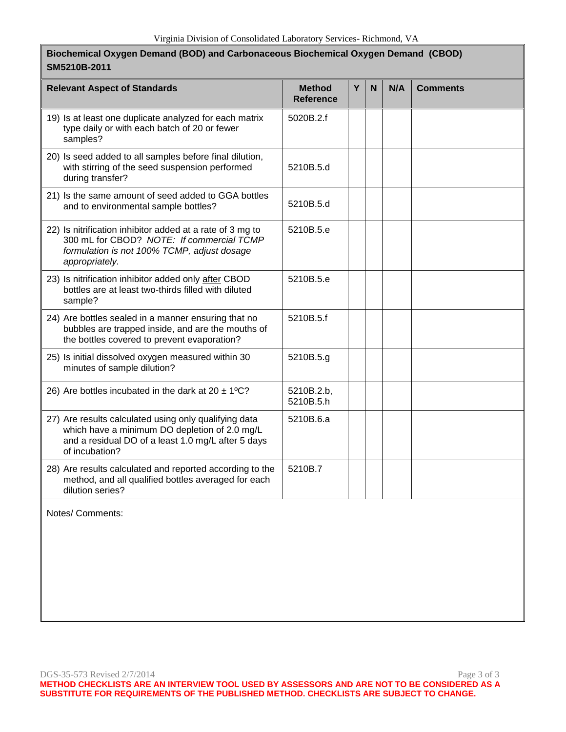**Biochemical Oxygen Demand (BOD) and Carbonaceous Biochemical Oxygen Demand (CBOD) SM5210B-2011**

| Relevant Aspect of Standards | Method Reference | Y | N | N/A | Comments |
|---|---|---|---|---|---|
| 19) Is at least one duplicate analyzed for each matrix type daily or with each batch of 20 or fewer samples? | 5020B.2.f | | | | |
| 20) Is seed added to all samples before final dilution, with stirring of the seed suspension performed during transfer? | 5210B.5.d | | | | |
| 21) Is the same amount of seed added to GGA bottles and to environmental sample bottles? | 5210B.5.d | | | | |
| 22) Is nitrification inhibitor added at a rate of 3 mg to 300 mL for CBOD? *NOTE: If commercial TCMP formulation is not 100% TCMP, adjust dosage appropriately.* | 5210B.5.e | | | | |
| 23) Is nitrification inhibitor added only <u>after</u> CBOD bottles are at least two-thirds filled with diluted sample? | 5210B.5.e | | | | |
| 24) Are bottles sealed in a manner ensuring that no bubbles are trapped inside, and are the mouths of the bottles covered to prevent evaporation? | 5210B.5.f | | | | |
| 25) Is initial dissolved oxygen measured within 30 minutes of sample dilution? | 5210B.5.g | | | | |
| 26) Are bottles incubated in the dark at 20 ± 1ºC? | 5210B.2.b, 5210B.5.h | | | | |
| 27) Are results calculated using only qualifying data which have a minimum DO depletion of 2.0 mg/L and a residual DO of a least 1.0 mg/L after 5 days of incubation? | 5210B.6.a | | | | |
| 28) Are results calculated and reported according to the method, and all qualified bottles averaged for each dilution series? | 5210B.7 | | | | |

Notes/ Comments:

DGS-35-573 Revised 2/7/2014

**METHOD CHECKLISTS ARE AN INTERVIEW TOOL USED BY ASSESSORS AND ARE NOT TO BE CONSIDERED AS A SUBSTITUTE FOR REQUIREMENTS OF THE PUBLISHED METHOD. CHECKLISTS ARE SUBJECT TO CHANGE.**